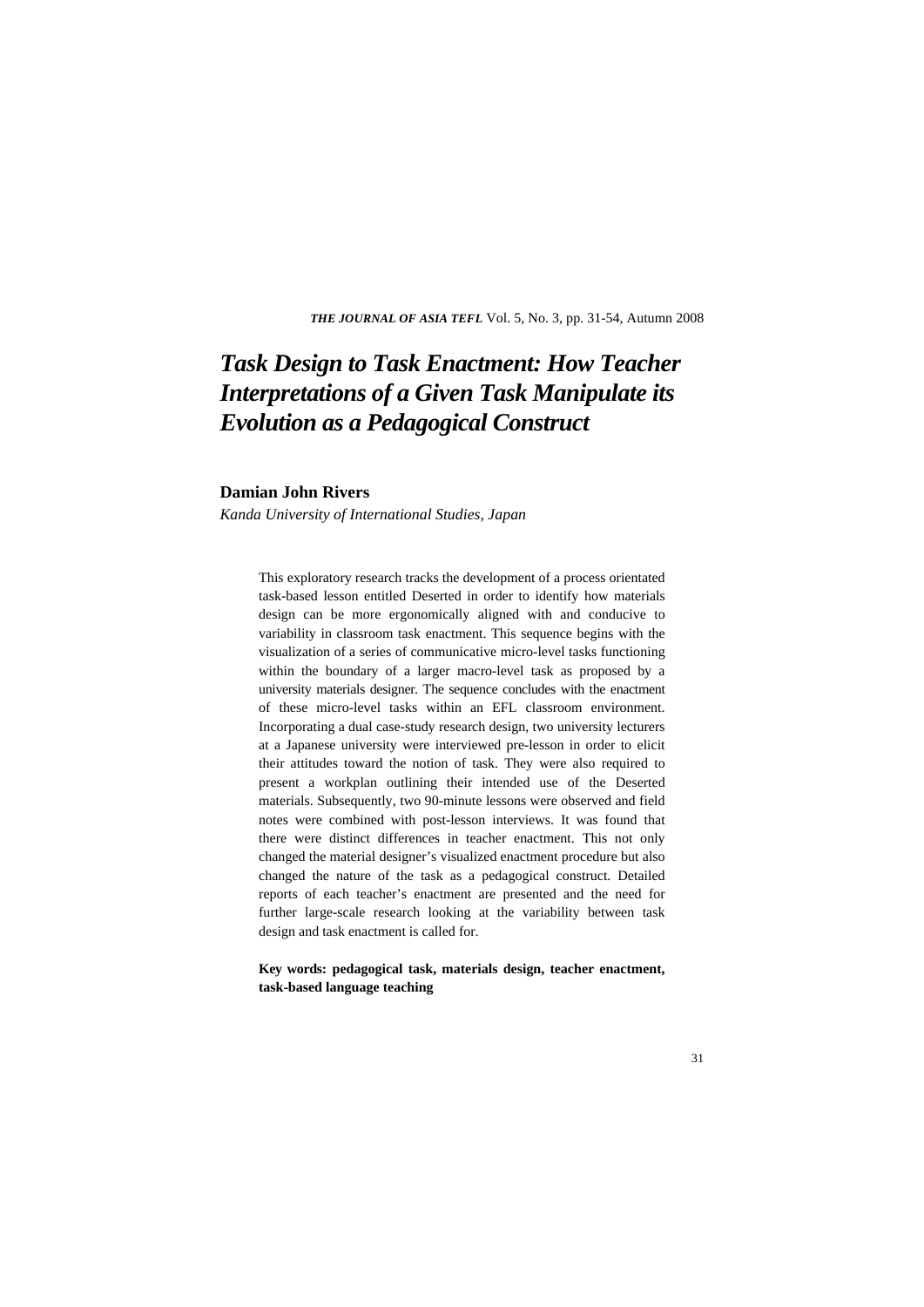# *Task Design to Task Enactment: How Teacher Interpretations of a Given Task Manipulate its Evolution as a Pedagogical Construct*

**Damian John Rivers**

*Kanda University of International Studies, Japan*

This exploratory research tracks the development of a process orientated task-based lesson entitled Deserted in order to identify how materials design can be more ergonomically aligned with and conducive to variability in classroom task enactment. This sequence begins with the visualization of a series of communicative micro-level tasks functioning within the boundary of a larger macro-level task as proposed by a university materials designer. The sequence concludes with the enactment of these micro-level tasks within an EFL classroom environment. Incorporating a dual case-study research design, two university lecturers at a Japanese university were interviewed pre-lesson in order to elicit their attitudes toward the notion of task. They were also required to present a workplan outlining their intended use of the Deserted materials. Subsequently, two 90-minute lessons were observed and field notes were combined with post-lesson interviews. It was found that there were distinct differences in teacher enactment. This not only changed the material designer's visualized enactment procedure but also changed the nature of the task as a pedagogical construct. Detailed reports of each teacher's enactment are presented and the need for further large-scale research looking at the variability between task design and task enactment is called for.

**Key words: pedagogical task, materials design, teacher enactment, task-based language teaching**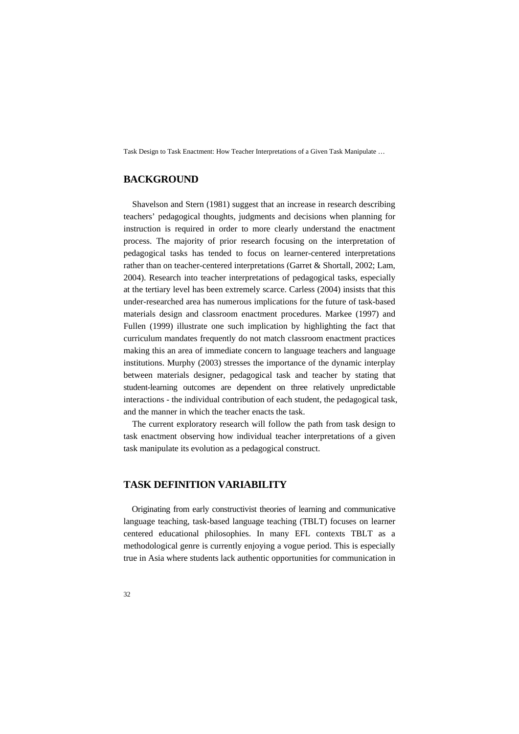## BACKGROUND

Shavelson and Stern (1981) suggest that an increase in research describing teachers' pedagogical thoughts, judgments and decisions when planning for instruction is required in order to more clearly understand the enactment process. The majority of prior research focusing on the interpretation of pedagogical tasks has tended to focus on learner-centered interpretations rather than on teacher-centered interpretations (Garret & Shortall, 2002; Lam, 2004). Research into teacher interpretations of pedagogical tasks, especially at the tertiary level has been extremely scarce. Carless (2004) insists that this under-researched area has numerous implications for the future of task-based materials design and classroom enactment procedures. Markee (1997) and Fullen (1999) illustrate one such implication by highlighting the fact that curriculum mandates frequently do not match classroom enactment practices making this an area of immediate concern to language teachers and language institutions. Murphy (2003) stresses the importance of the dynamic interplay between materials designer, pedagogical task and teacher by stating that student-learning outcomes are dependent on three relatively unpredictable interactions - the individual contribution of each student, the pedagogical task, and the manner in which the teacher enacts the task.

The current exploratory research will follow the path from task design to task enactment observing how individual teacher interpretations of a given task manipulate its evolution as a pedagogical construct.

## TASK DEFINITION VARIABILITY

Originating from early constructivist theories of learning and communicative language teaching, task-based language teaching (TBLT) focuses on learner centered educational philosophies. In many EFL contexts TBLT as a methodological genre is currently enjoying a vogue period. This is especially true in Asia where students lack authentic opportunities for communication in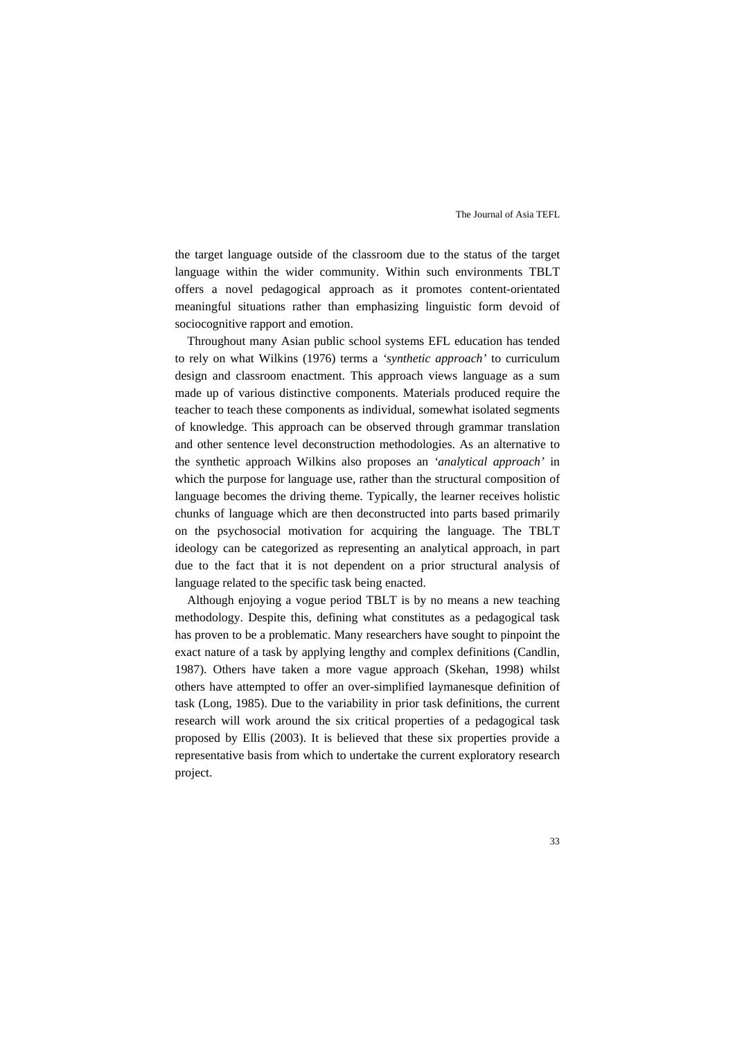the target language outside of the classroom due to the status of the target language within the wider community. Within such environments TBLT offers a novel pedagogical approach as it promotes content-orientated meaningful situations rather than emphasizing linguistic form devoid of sociocognitive rapport and emotion.

Throughout many Asian public school systems EFL education has tended to rely on what Wilkins (1976) terms a *'synthetic approach'* to curriculum design and classroom enactment. This approach views language as a sum made up of various distinctive components. Materials produced require the teacher to teach these components as individual, somewhat isolated segments of knowledge. This approach can be observed through grammar translation and other sentence level deconstruction methodologies. As an alternative to the synthetic approach Wilkins also proposes an *'analytical approach'* in which the purpose for language use, rather than the structural composition of language becomes the driving theme. Typically, the learner receives holistic chunks of language which are then deconstructed into parts based primarily on the psychosocial motivation for acquiring the language. The TBLT ideology can be categorized as representing an analytical approach, in part due to the fact that it is not dependent on a prior structural analysis of language related to the specific task being enacted.

Although enjoying a vogue period TBLT is by no means a new teaching methodology. Despite this, defining what constitutes as a pedagogical task has proven to be a problematic. Many researchers have sought to pinpoint the exact nature of a task by applying lengthy and complex definitions (Candlin, 1987). Others have taken a more vague approach (Skehan, 1998) whilst others have attempted to offer an over-simplified laymanesque definition of task (Long, 1985). Due to the variability in prior task definitions, the current research will work around the six critical properties of a pedagogical task proposed by Ellis (2003). It is believed that these six properties provide a representative basis from which to undertake the current exploratory research project.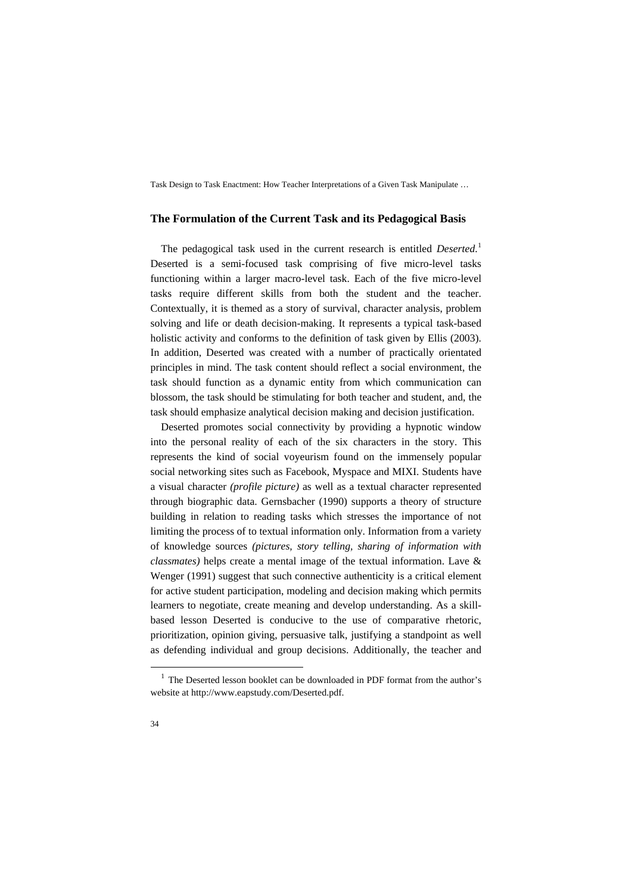## The Formulation of the Current Task and its Pedagogical Basis

The pedagogical task used in the current research is entitled *Deserted*.[1] Deserted is a semi-focused task comprising of five micro-level tasks functioning within a larger macro-level task. Each of the five micro-level tasks require different skills from both the student and the teacher. Contextually, it is themed as a story of survival, character analysis, problem solving and life or death decision-making. It represents a typical task-based holistic activity and conforms to the definition of task given by Ellis (2003). In addition, Deserted was created with a number of practically orientated principles in mind. The task content should reflect a social environment, the task should function as a dynamic entity from which communication can blossom, the task should be stimulating for both teacher and student, and, the task should emphasize analytical decision making and decision justification.

Deserted promotes social connectivity by providing a hypnotic window into the personal reality of each of the six characters in the story. This represents the kind of social voyeurism found on the immensely popular social networking sites such as Facebook, Myspace and MIXI. Students have a visual character *(profile picture)* as well as a textual character represented through biographic data. Gernsbacher (1990) supports a theory of structure building in relation to reading tasks which stresses the importance of not limiting the process of to textual information only. Information from a variety of knowledge sources *(pictures, story telling, sharing of information with classmates)* helps create a mental image of the textual information. Lave & Wenger (1991) suggest that such connective authenticity is a critical element for active student participation, modeling and decision making which permits learners to negotiate, create meaning and develop understanding. As a skill-based lesson Deserted is conducive to the use of comparative rhetoric, prioritization, opinion giving, persuasive talk, justifying a standpoint as well as defending individual and group decisions. Additionally, the teacher and

---

[1] The Deserted lesson booklet can be downloaded in PDF format from the author's website at http://www.eapstudy.com/Deserted.pdf.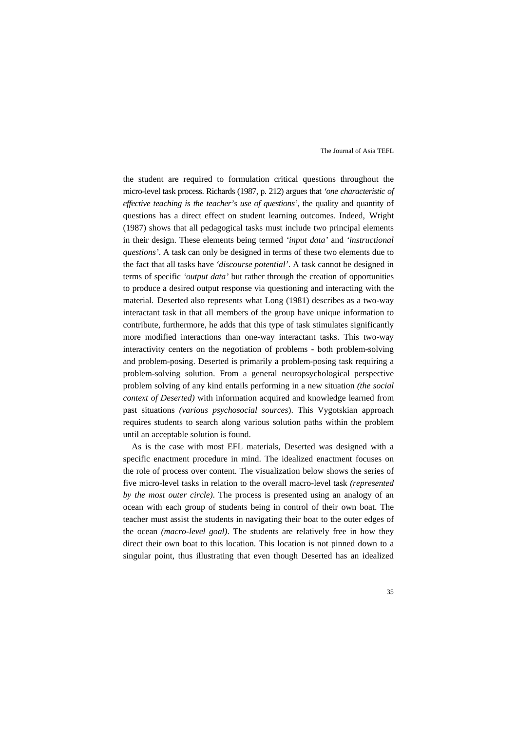the student are required to formulation critical questions throughout the micro-level task process. Richards (1987, p. 212) argues that *'one characteristic of effective teaching is the teacher's use of questions'*, the quality and quantity of questions has a direct effect on student learning outcomes. Indeed, Wright (1987) shows that all pedagogical tasks must include two principal elements in their design. These elements being termed *'input data'* and *'instructional questions'*. A task can only be designed in terms of these two elements due to the fact that all tasks have *'discourse potential'*. A task cannot be designed in terms of specific *'output data'* but rather through the creation of opportunities to produce a desired output response via questioning and interacting with the material. Deserted also represents what Long (1981) describes as a two-way interactant task in that all members of the group have unique information to contribute, furthermore, he adds that this type of task stimulates significantly more modified interactions than one-way interactant tasks. This two-way interactivity centers on the negotiation of problems - both problem-solving and problem-posing. Deserted is primarily a problem-posing task requiring a problem-solving solution. From a general neuropsychological perspective problem solving of any kind entails performing in a new situation *(the social context of Deserted)* with information acquired and knowledge learned from past situations *(various psychosocial sources*). This Vygotskian approach requires students to search along various solution paths within the problem until an acceptable solution is found.

As is the case with most EFL materials, Deserted was designed with a specific enactment procedure in mind. The idealized enactment focuses on the role of process over content. The visualization below shows the series of five micro-level tasks in relation to the overall macro-level task *(represented by the most outer circle)*. The process is presented using an analogy of an ocean with each group of students being in control of their own boat. The teacher must assist the students in navigating their boat to the outer edges of the ocean *(macro-level goal)*. The students are relatively free in how they direct their own boat to this location. This location is not pinned down to a singular point, thus illustrating that even though Deserted has an idealized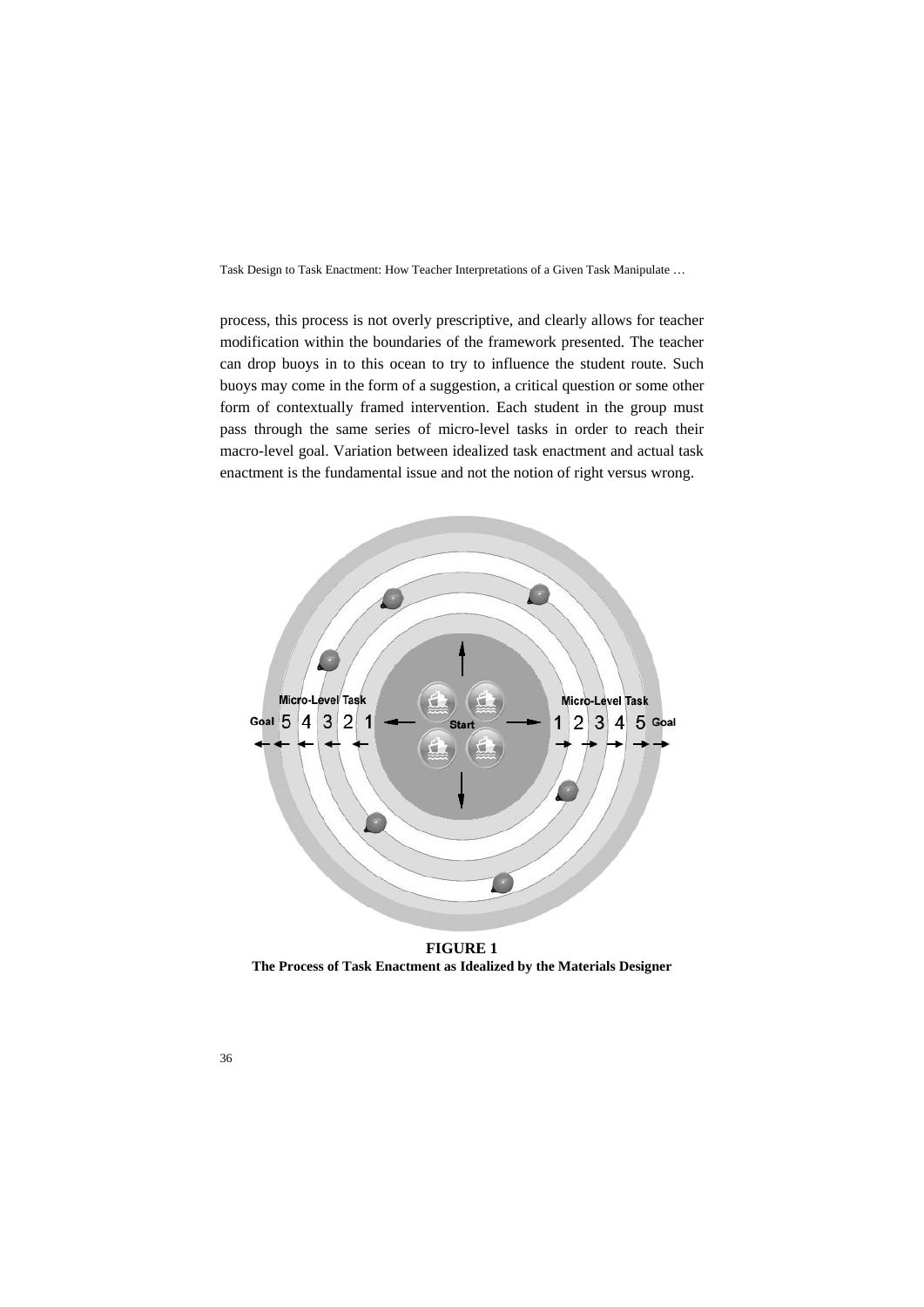process, this process is not overly prescriptive, and clearly allows for teacher modification within the boundaries of the framework presented. The teacher can drop buoys in to this ocean to try to influence the student route. Such buoys may come in the form of a suggestion, a critical question or some other form of contextually framed intervention. Each student in the group must pass through the same series of micro-level tasks in order to reach their macro-level goal. Variation between idealized task enactment and actual task enactment is the fundamental issue and not the notion of right versus wrong.

**FIGURE 1**
**The Process of Task Enactment as Idealized by the Materials Designer**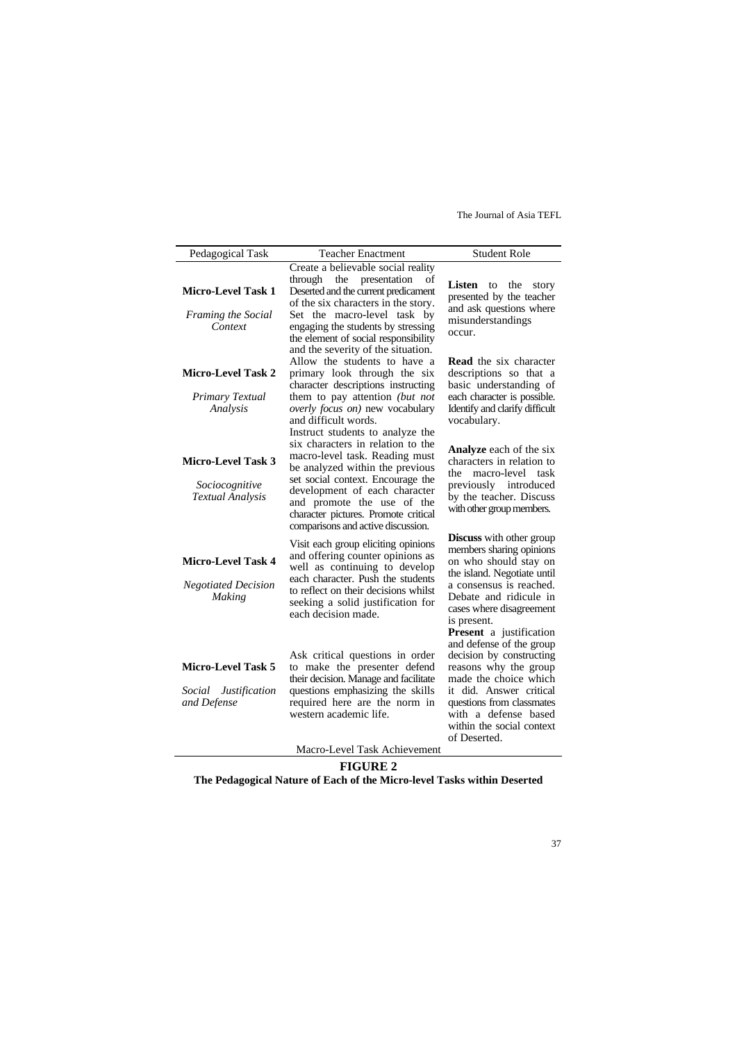| Pedagogical Task | Teacher Enactment | Student Role |
|---|---|---|
| **Micro-Level Task 1** *Framing the Social Context* | Create a believable social reality through the presentation of Deserted and the current predicament of the six characters in the story. Set the macro-level task by engaging the students by stressing the element of social responsibility and the severity of the situation. | **Listen** to the story presented by the teacher and ask questions where misunderstandings occur. |
| **Micro-Level Task 2** *Primary Textual Analysis* | Allow the students to have a primary look through the six character descriptions instructing them to pay attention *(but not overly focus on)* new vocabulary and difficult words. | **Read** the six character descriptions so that a basic understanding of each character is possible. Identify and clarify difficult vocabulary. |
| **Micro-Level Task 3** *Sociocognitive Textual Analysis* | Instruct students to analyze the six characters in relation to the macro-level task. Reading must be analyzed within the previous set social context. Encourage the development of each character and promote the use of the character pictures. Promote critical comparisons and active discussion. | **Analyze** each of the six characters in relation to the macro-level task previously introduced by the teacher. Discuss with other group members. |
| **Micro-Level Task 4** *Negotiated Decision Making* | Visit each group eliciting opinions and offering counter opinions as well as continuing to develop each character. Push the students to reflect on their decisions whilst seeking a solid justification for each decision made. | **Discuss** with other group members sharing opinions on who should stay on the island. Negotiate until a consensus is reached. Debate and ridicule in cases where disagreement is present. |
| **Micro-Level Task 5** *Social Justification and Defense* | Ask critical questions in order to make the presenter defend their decision. Manage and facilitate questions emphasizing the skills required here are the norm in western academic life. | **Present** a justification and defense of the group decision by constructing reasons why the group made the choice which it did. Answer critical questions from classmates with a defense based within the social context of Deserted. |
| | Macro-Level Task Achievement | |

**FIGURE 2**

**The Pedagogical Nature of Each of the Micro-level Tasks within Deserted**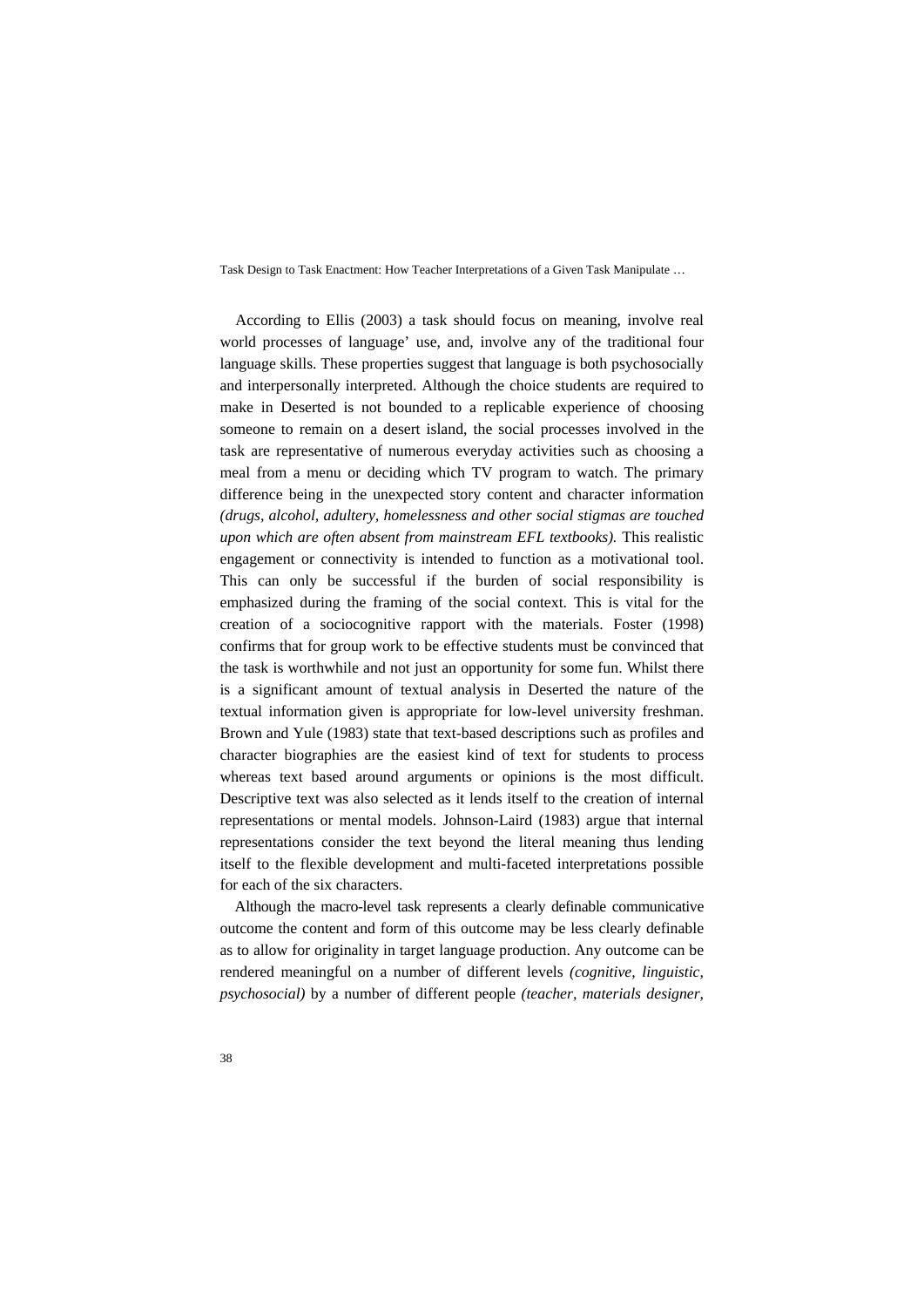According to Ellis (2003) a task should focus on meaning, involve real world processes of language' use, and, involve any of the traditional four language skills. These properties suggest that language is both psychosocially and interpersonally interpreted. Although the choice students are required to make in Deserted is not bounded to a replicable experience of choosing someone to remain on a desert island, the social processes involved in the task are representative of numerous everyday activities such as choosing a meal from a menu or deciding which TV program to watch. The primary difference being in the unexpected story content and character information *(drugs, alcohol, adultery, homelessness and other social stigmas are touched upon which are often absent from mainstream EFL textbooks).* This realistic engagement or connectivity is intended to function as a motivational tool. This can only be successful if the burden of social responsibility is emphasized during the framing of the social context. This is vital for the creation of a sociocognitive rapport with the materials. Foster (1998) confirms that for group work to be effective students must be convinced that the task is worthwhile and not just an opportunity for some fun. Whilst there is a significant amount of textual analysis in Deserted the nature of the textual information given is appropriate for low-level university freshman. Brown and Yule (1983) state that text-based descriptions such as profiles and character biographies are the easiest kind of text for students to process whereas text based around arguments or opinions is the most difficult. Descriptive text was also selected as it lends itself to the creation of internal representations or mental models. Johnson-Laird (1983) argue that internal representations consider the text beyond the literal meaning thus lending itself to the flexible development and multi-faceted interpretations possible for each of the six characters.

Although the macro-level task represents a clearly definable communicative outcome the content and form of this outcome may be less clearly definable as to allow for originality in target language production. Any outcome can be rendered meaningful on a number of different levels *(cognitive, linguistic, psychosocial)* by a number of different people *(teacher, materials designer,*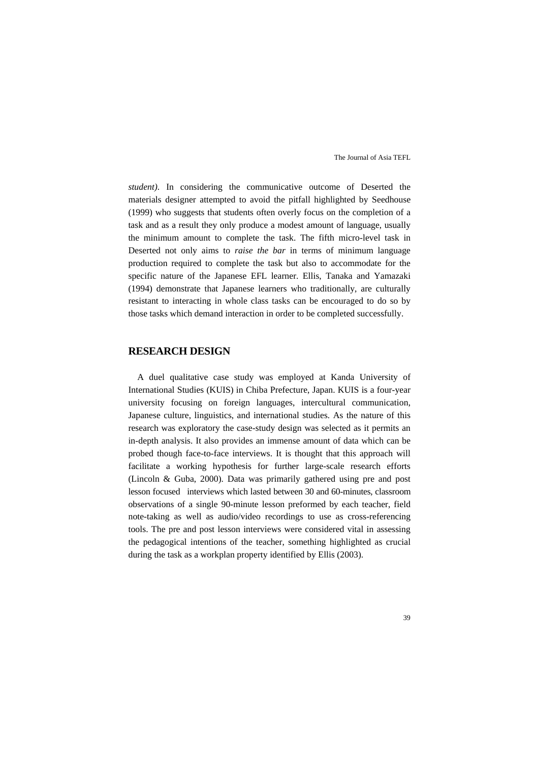*student).* In considering the communicative outcome of Deserted the materials designer attempted to avoid the pitfall highlighted by Seedhouse (1999) who suggests that students often overly focus on the completion of a task and as a result they only produce a modest amount of language, usually the minimum amount to complete the task. The fifth micro-level task in Deserted not only aims to *raise the bar* in terms of minimum language production required to complete the task but also to accommodate for the specific nature of the Japanese EFL learner. Ellis, Tanaka and Yamazaki (1994) demonstrate that Japanese learners who traditionally, are culturally resistant to interacting in whole class tasks can be encouraged to do so by those tasks which demand interaction in order to be completed successfully.

## RESEARCH DESIGN

A duel qualitative case study was employed at Kanda University of International Studies (KUIS) in Chiba Prefecture, Japan. KUIS is a four-year university focusing on foreign languages, intercultural communication, Japanese culture, linguistics, and international studies. As the nature of this research was exploratory the case-study design was selected as it permits an in-depth analysis. It also provides an immense amount of data which can be probed though face-to-face interviews. It is thought that this approach will facilitate a working hypothesis for further large-scale research efforts (Lincoln & Guba, 2000). Data was primarily gathered using pre and post lesson focused interviews which lasted between 30 and 60-minutes, classroom observations of a single 90-minute lesson preformed by each teacher, field note-taking as well as audio/video recordings to use as cross-referencing tools. The pre and post lesson interviews were considered vital in assessing the pedagogical intentions of the teacher, something highlighted as crucial during the task as a workplan property identified by Ellis (2003).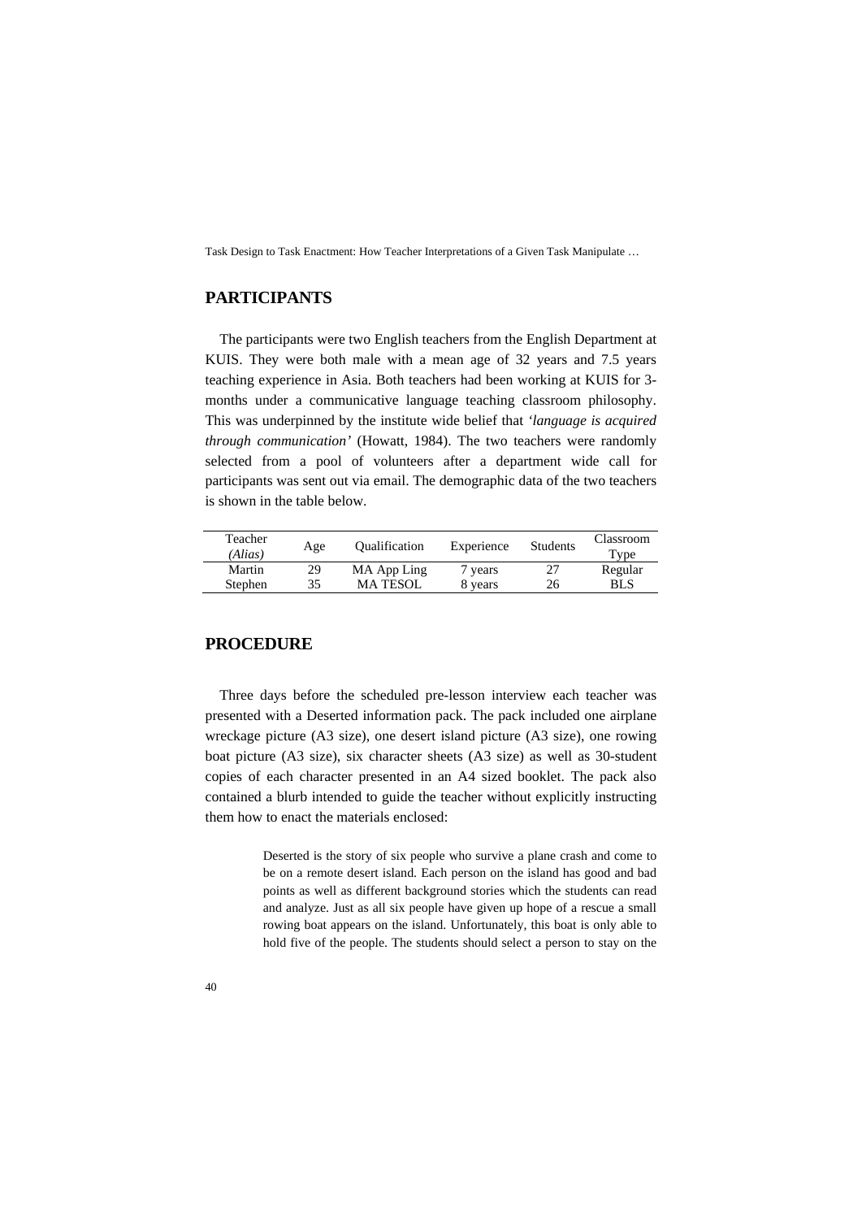## PARTICIPANTS

The participants were two English teachers from the English Department at KUIS. They were both male with a mean age of 32 years and 7.5 years teaching experience in Asia. Both teachers had been working at KUIS for 3-months under a communicative language teaching classroom philosophy. This was underpinned by the institute wide belief that *'language is acquired through communication'* (Howatt, 1984). The two teachers were randomly selected from a pool of volunteers after a department wide call for participants was sent out via email. The demographic data of the two teachers is shown in the table below.

| Teacher *(Alias)* | Age | Qualification | Experience | Students | Classroom Type |
|---|---|---|---|---|---|
| Martin | 29 | MA App Ling | 7 years | 27 | Regular |
| Stephen | 35 | MA TESOL | 8 years | 26 | BLS |

## PROCEDURE

Three days before the scheduled pre-lesson interview each teacher was presented with a Deserted information pack. The pack included one airplane wreckage picture (A3 size), one desert island picture (A3 size), one rowing boat picture (A3 size), six character sheets (A3 size) as well as 30-student copies of each character presented in an A4 sized booklet. The pack also contained a blurb intended to guide the teacher without explicitly instructing them how to enact the materials enclosed:

> Deserted is the story of six people who survive a plane crash and come to be on a remote desert island. Each person on the island has good and bad points as well as different background stories which the students can read and analyze. Just as all six people have given up hope of a rescue a small rowing boat appears on the island. Unfortunately, this boat is only able to hold five of the people. The students should select a person to stay on the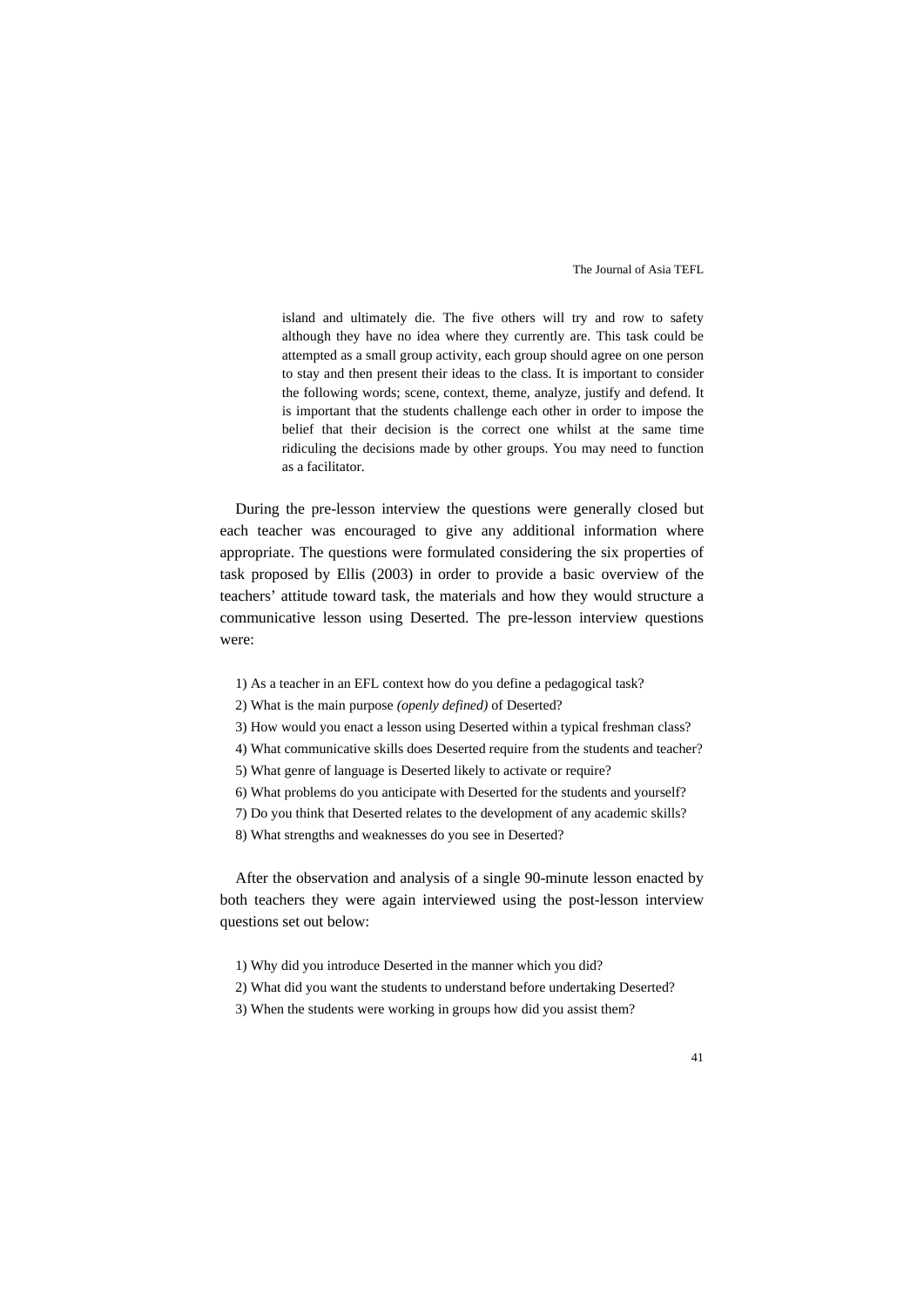> island and ultimately die. The five others will try and row to safety although they have no idea where they currently are. This task could be attempted as a small group activity, each group should agree on one person to stay and then present their ideas to the class. It is important to consider the following words; scene, context, theme, analyze, justify and defend. It is important that the students challenge each other in order to impose the belief that their decision is the correct one whilst at the same time ridiculing the decisions made by other groups. You may need to function as a facilitator.

During the pre-lesson interview the questions were generally closed but each teacher was encouraged to give any additional information where appropriate. The questions were formulated considering the six properties of task proposed by Ellis (2003) in order to provide a basic overview of the teachers' attitude toward task, the materials and how they would structure a communicative lesson using Deserted. The pre-lesson interview questions were:

1) As a teacher in an EFL context how do you define a pedagogical task?
2) What is the main purpose *(openly defined)* of Deserted?
3) How would you enact a lesson using Deserted within a typical freshman class?
4) What communicative skills does Deserted require from the students and teacher?
5) What genre of language is Deserted likely to activate or require?
6) What problems do you anticipate with Deserted for the students and yourself?
7) Do you think that Deserted relates to the development of any academic skills?
8) What strengths and weaknesses do you see in Deserted?

After the observation and analysis of a single 90-minute lesson enacted by both teachers they were again interviewed using the post-lesson interview questions set out below:

1) Why did you introduce Deserted in the manner which you did?
2) What did you want the students to understand before undertaking Deserted?
3) When the students were working in groups how did you assist them?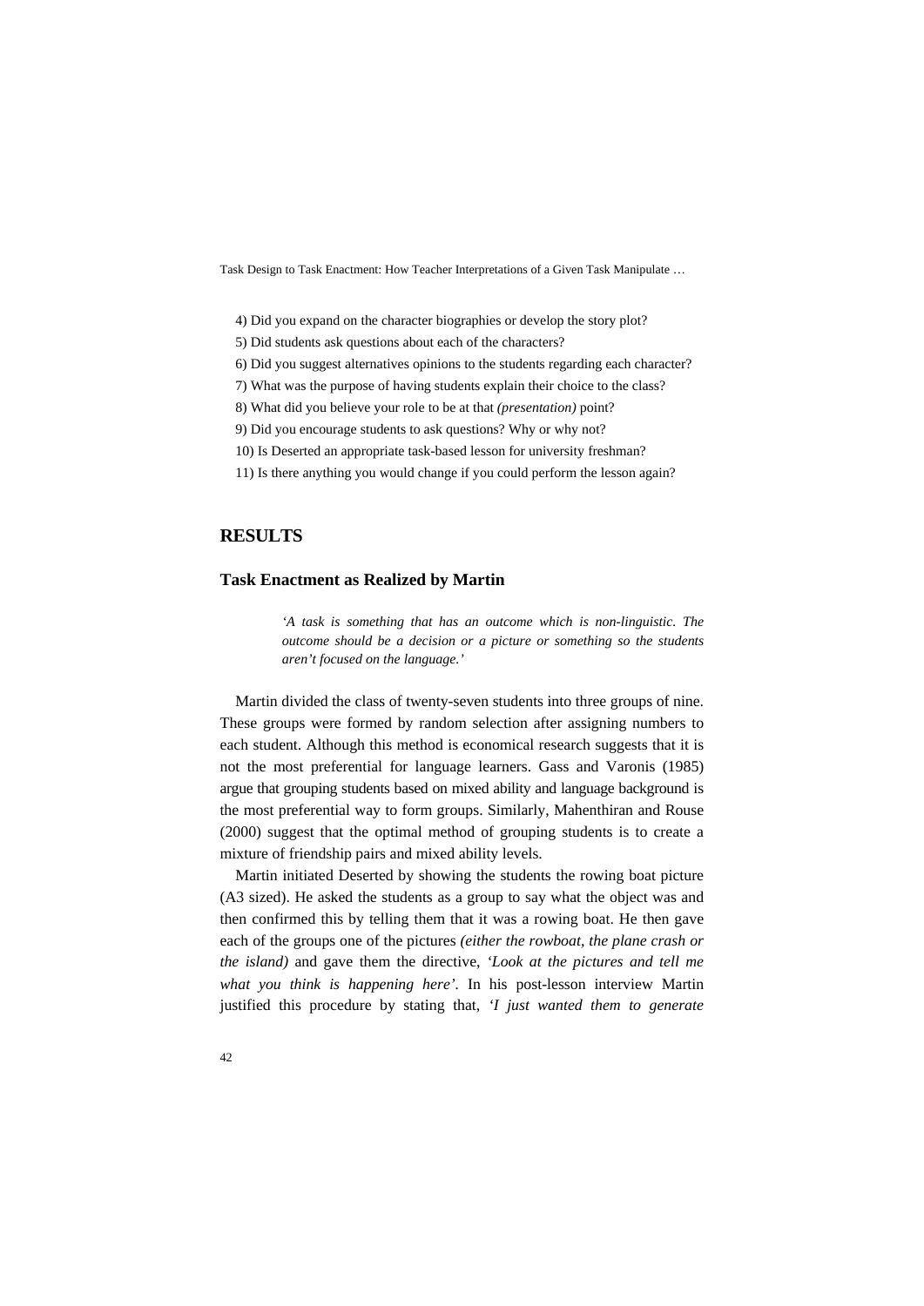4) Did you expand on the character biographies or develop the story plot?

5) Did students ask questions about each of the characters?

6) Did you suggest alternatives opinions to the students regarding each character?

7) What was the purpose of having students explain their choice to the class?

8) What did you believe your role to be at that *(presentation)* point?

9) Did you encourage students to ask questions? Why or why not?

10) Is Deserted an appropriate task-based lesson for university freshman?

11) Is there anything you would change if you could perform the lesson again?

## RESULTS

### Task Enactment as Realized by Martin

> *'A task is something that has an outcome which is non-linguistic. The outcome should be a decision or a picture or something so the students aren't focused on the language.'*

Martin divided the class of twenty-seven students into three groups of nine. These groups were formed by random selection after assigning numbers to each student. Although this method is economical research suggests that it is not the most preferential for language learners. Gass and Varonis (1985) argue that grouping students based on mixed ability and language background is the most preferential way to form groups. Similarly, Mahenthiran and Rouse (2000) suggest that the optimal method of grouping students is to create a mixture of friendship pairs and mixed ability levels.

Martin initiated Deserted by showing the students the rowing boat picture (A3 sized). He asked the students as a group to say what the object was and then confirmed this by telling them that it was a rowing boat. He then gave each of the groups one of the pictures *(either the rowboat, the plane crash or the island)* and gave them the directive, *'Look at the pictures and tell me what you think is happening here'*. In his post-lesson interview Martin justified this procedure by stating that, *'I just wanted them to generate*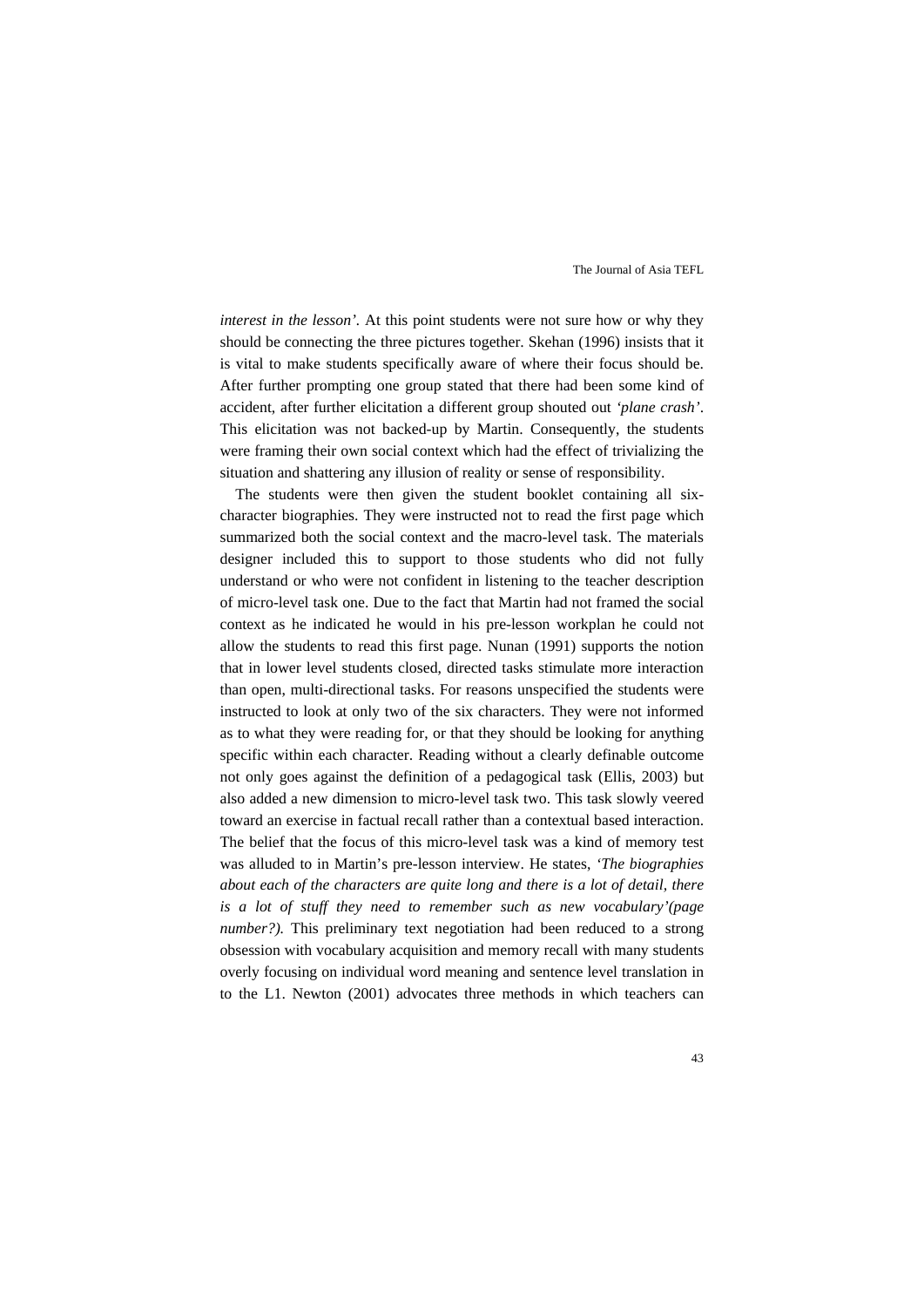*interest in the lesson'.* At this point students were not sure how or why they should be connecting the three pictures together. Skehan (1996) insists that it is vital to make students specifically aware of where their focus should be. After further prompting one group stated that there had been some kind of accident, after further elicitation a different group shouted out *'plane crash'*. This elicitation was not backed-up by Martin. Consequently, the students were framing their own social context which had the effect of trivializing the situation and shattering any illusion of reality or sense of responsibility.

The students were then given the student booklet containing all six-character biographies. They were instructed not to read the first page which summarized both the social context and the macro-level task. The materials designer included this to support to those students who did not fully understand or who were not confident in listening to the teacher description of micro-level task one. Due to the fact that Martin had not framed the social context as he indicated he would in his pre-lesson workplan he could not allow the students to read this first page. Nunan (1991) supports the notion that in lower level students closed, directed tasks stimulate more interaction than open, multi-directional tasks. For reasons unspecified the students were instructed to look at only two of the six characters. They were not informed as to what they were reading for, or that they should be looking for anything specific within each character. Reading without a clearly definable outcome not only goes against the definition of a pedagogical task (Ellis, 2003) but also added a new dimension to micro-level task two. This task slowly veered toward an exercise in factual recall rather than a contextual based interaction. The belief that the focus of this micro-level task was a kind of memory test was alluded to in Martin's pre-lesson interview. He states, *'The biographies about each of the characters are quite long and there is a lot of detail, there is a lot of stuff they need to remember such as new vocabulary'(page number?).* This preliminary text negotiation had been reduced to a strong obsession with vocabulary acquisition and memory recall with many students overly focusing on individual word meaning and sentence level translation in to the L1. Newton (2001) advocates three methods in which teachers can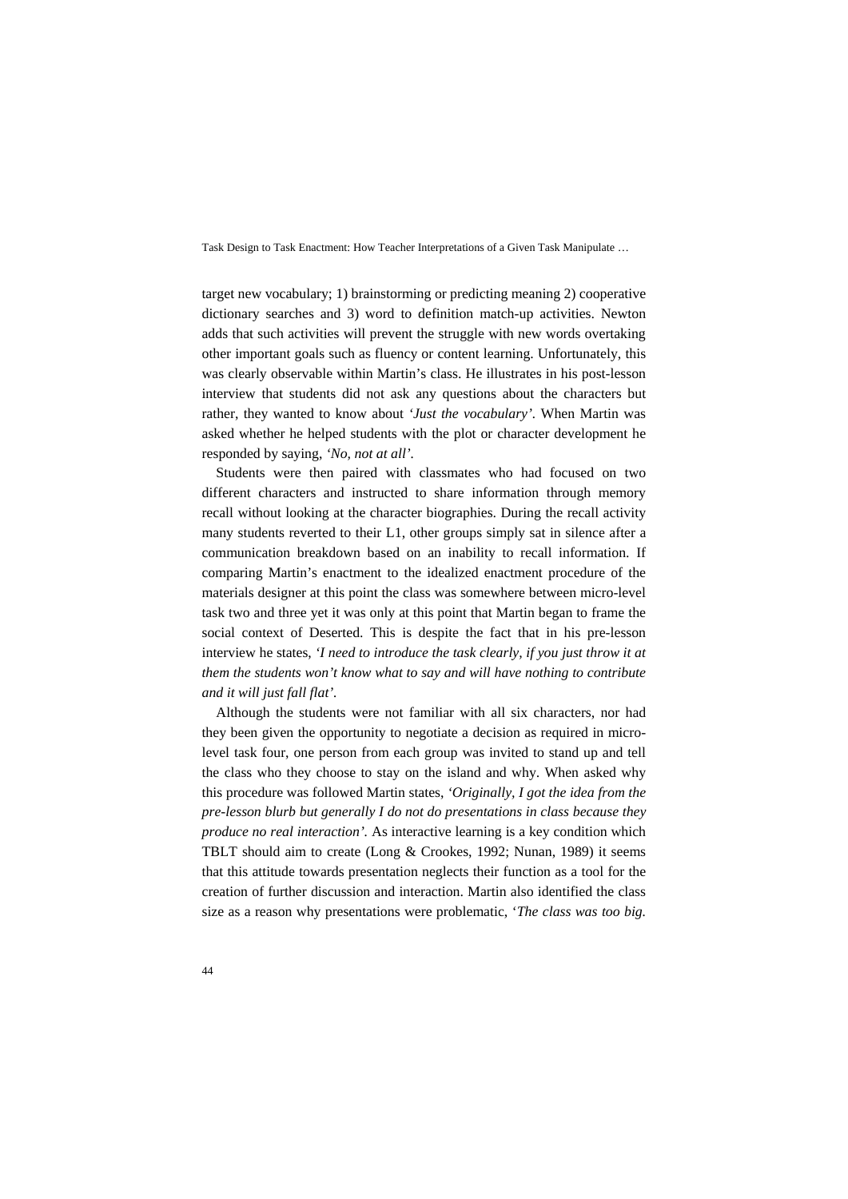target new vocabulary; 1) brainstorming or predicting meaning 2) cooperative dictionary searches and 3) word to definition match-up activities. Newton adds that such activities will prevent the struggle with new words overtaking other important goals such as fluency or content learning. Unfortunately, this was clearly observable within Martin's class. He illustrates in his post-lesson interview that students did not ask any questions about the characters but rather, they wanted to know about '*Just the vocabulary'*. When Martin was asked whether he helped students with the plot or character development he responded by saying, *'No, not at all'*.

Students were then paired with classmates who had focused on two different characters and instructed to share information through memory recall without looking at the character biographies. During the recall activity many students reverted to their L1, other groups simply sat in silence after a communication breakdown based on an inability to recall information. If comparing Martin's enactment to the idealized enactment procedure of the materials designer at this point the class was somewhere between micro-level task two and three yet it was only at this point that Martin began to frame the social context of Deserted. This is despite the fact that in his pre-lesson interview he states, *'I need to introduce the task clearly, if you just throw it at them the students won't know what to say and will have nothing to contribute and it will just fall flat'*.

Although the students were not familiar with all six characters, nor had they been given the opportunity to negotiate a decision as required in micro-level task four, one person from each group was invited to stand up and tell the class who they choose to stay on the island and why. When asked why this procedure was followed Martin states, *'Originally, I got the idea from the pre-lesson blurb but generally I do not do presentations in class because they produce no real interaction'*. As interactive learning is a key condition which TBLT should aim to create (Long & Crookes, 1992; Nunan, 1989) it seems that this attitude towards presentation neglects their function as a tool for the creation of further discussion and interaction. Martin also identified the class size as a reason why presentations were problematic, '*The class was too big.*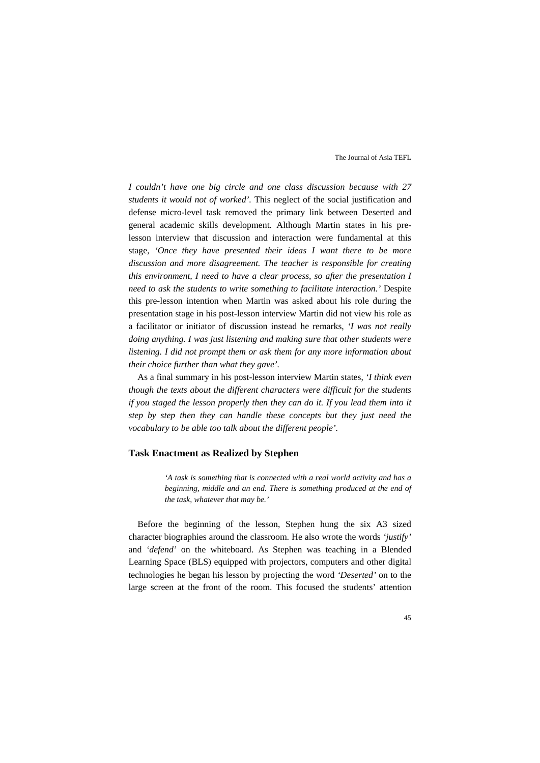*I couldn't have one big circle and one class discussion because with 27 students it would not of worked'.* This neglect of the social justification and defense micro-level task removed the primary link between Deserted and general academic skills development. Although Martin states in his pre-lesson interview that discussion and interaction were fundamental at this stage, *'Once they have presented their ideas I want there to be more discussion and more disagreement. The teacher is responsible for creating this environment, I need to have a clear process, so after the presentation I need to ask the students to write something to facilitate interaction.'* Despite this pre-lesson intention when Martin was asked about his role during the presentation stage in his post-lesson interview Martin did not view his role as a facilitator or initiator of discussion instead he remarks, *'I was not really doing anything. I was just listening and making sure that other students were listening. I did not prompt them or ask them for any more information about their choice further than what they gave'.*

As a final summary in his post-lesson interview Martin states, *'I think even though the texts about the different characters were difficult for the students if you staged the lesson properly then they can do it. If you lead them into it step by step then they can handle these concepts but they just need the vocabulary to be able too talk about the different people'.*

## Task Enactment as Realized by Stephen

> *'A task is something that is connected with a real world activity and has a beginning, middle and an end. There is something produced at the end of the task, whatever that may be.'*

Before the beginning of the lesson, Stephen hung the six A3 sized character biographies around the classroom. He also wrote the words *'justify'* and *'defend'* on the whiteboard. As Stephen was teaching in a Blended Learning Space (BLS) equipped with projectors, computers and other digital technologies he began his lesson by projecting the word *'Deserted'* on to the large screen at the front of the room. This focused the students' attention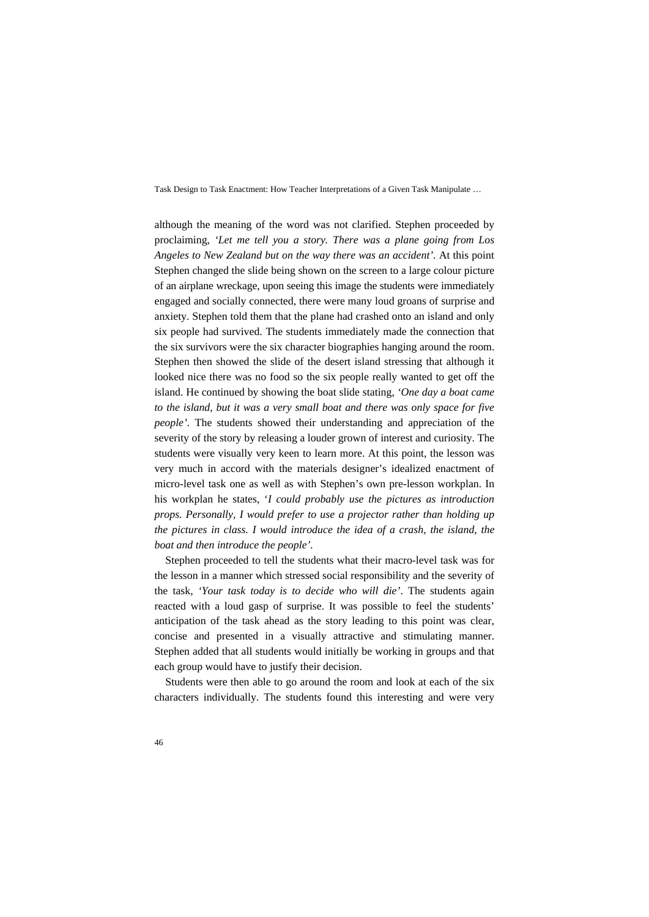although the meaning of the word was not clarified. Stephen proceeded by proclaiming, '*Let me tell you a story. There was a plane going from Los Angeles to New Zealand but on the way there was an accident'*. At this point Stephen changed the slide being shown on the screen to a large colour picture of an airplane wreckage, upon seeing this image the students were immediately engaged and socially connected, there were many loud groans of surprise and anxiety. Stephen told them that the plane had crashed onto an island and only six people had survived. The students immediately made the connection that the six survivors were the six character biographies hanging around the room. Stephen then showed the slide of the desert island stressing that although it looked nice there was no food so the six people really wanted to get off the island. He continued by showing the boat slide stating, *'One day a boat came to the island, but it was a very small boat and there was only space for five people'*. The students showed their understanding and appreciation of the severity of the story by releasing a louder grown of interest and curiosity. The students were visually very keen to learn more. At this point, the lesson was very much in accord with the materials designer's idealized enactment of micro-level task one as well as with Stephen's own pre-lesson workplan. In his workplan he states, '*I could probably use the pictures as introduction props. Personally, I would prefer to use a projector rather than holding up the pictures in class. I would introduce the idea of a crash, the island, the boat and then introduce the people'*.

Stephen proceeded to tell the students what their macro-level task was for the lesson in a manner which stressed social responsibility and the severity of the task, '*Your task today is to decide who will die'*. The students again reacted with a loud gasp of surprise. It was possible to feel the students' anticipation of the task ahead as the story leading to this point was clear, concise and presented in a visually attractive and stimulating manner. Stephen added that all students would initially be working in groups and that each group would have to justify their decision.

Students were then able to go around the room and look at each of the six characters individually. The students found this interesting and were very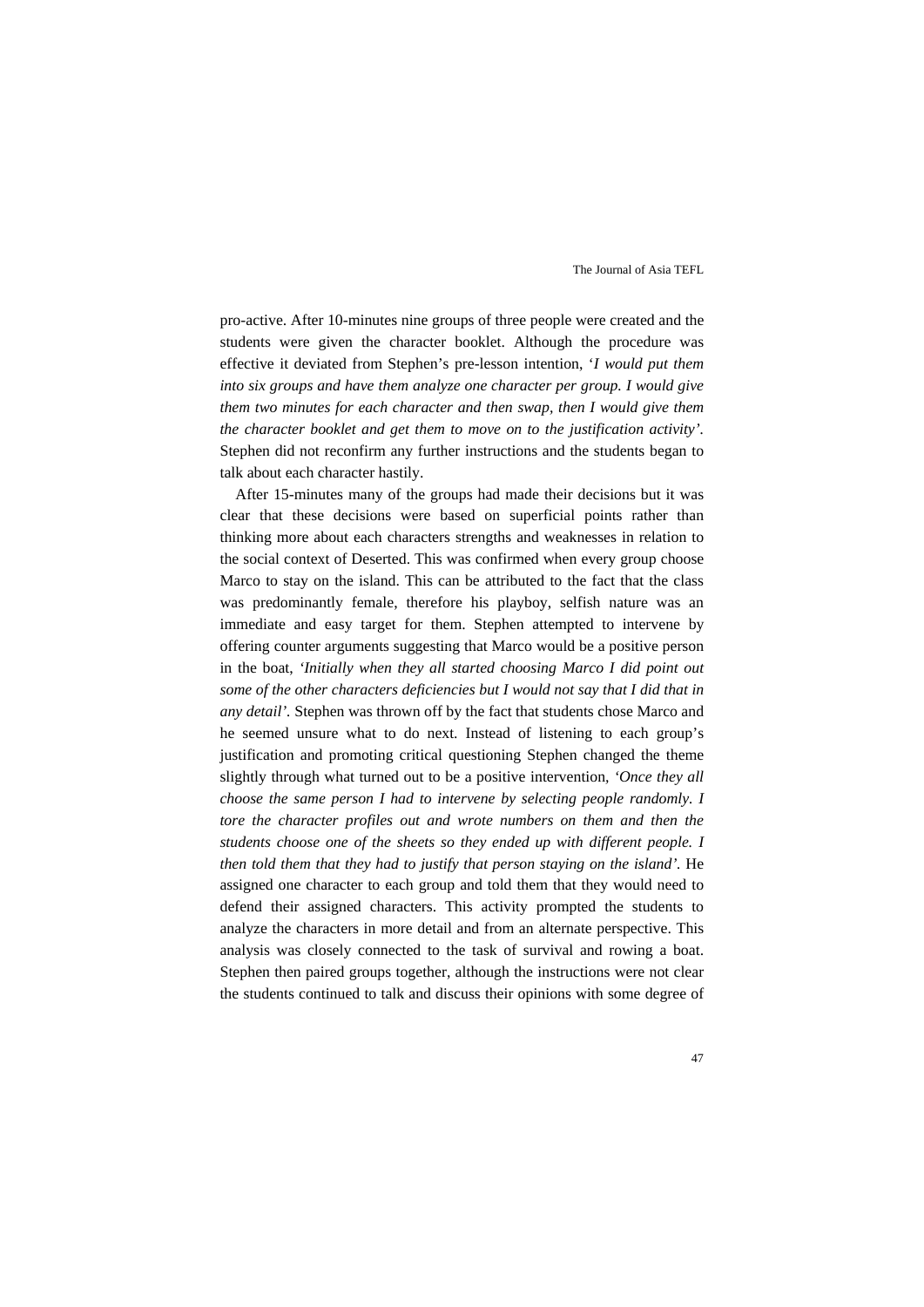pro-active. After 10-minutes nine groups of three people were created and the students were given the character booklet. Although the procedure was effective it deviated from Stephen's pre-lesson intention, '*I would put them into six groups and have them analyze one character per group. I would give them two minutes for each character and then swap, then I would give them the character booklet and get them to move on to the justification activity*'. Stephen did not reconfirm any further instructions and the students began to talk about each character hastily.

After 15-minutes many of the groups had made their decisions but it was clear that these decisions were based on superficial points rather than thinking more about each characters strengths and weaknesses in relation to the social context of Deserted. This was confirmed when every group choose Marco to stay on the island. This can be attributed to the fact that the class was predominantly female, therefore his playboy, selfish nature was an immediate and easy target for them. Stephen attempted to intervene by offering counter arguments suggesting that Marco would be a positive person in the boat, '*Initially when they all started choosing Marco I did point out some of the other characters deficiencies but I would not say that I did that in any detail*'. Stephen was thrown off by the fact that students chose Marco and he seemed unsure what to do next. Instead of listening to each group's justification and promoting critical questioning Stephen changed the theme slightly through what turned out to be a positive intervention, '*Once they all choose the same person I had to intervene by selecting people randomly. I tore the character profiles out and wrote numbers on them and then the students choose one of the sheets so they ended up with different people. I then told them that they had to justify that person staying on the island*'. He assigned one character to each group and told them that they would need to defend their assigned characters. This activity prompted the students to analyze the characters in more detail and from an alternate perspective. This analysis was closely connected to the task of survival and rowing a boat. Stephen then paired groups together, although the instructions were not clear the students continued to talk and discuss their opinions with some degree of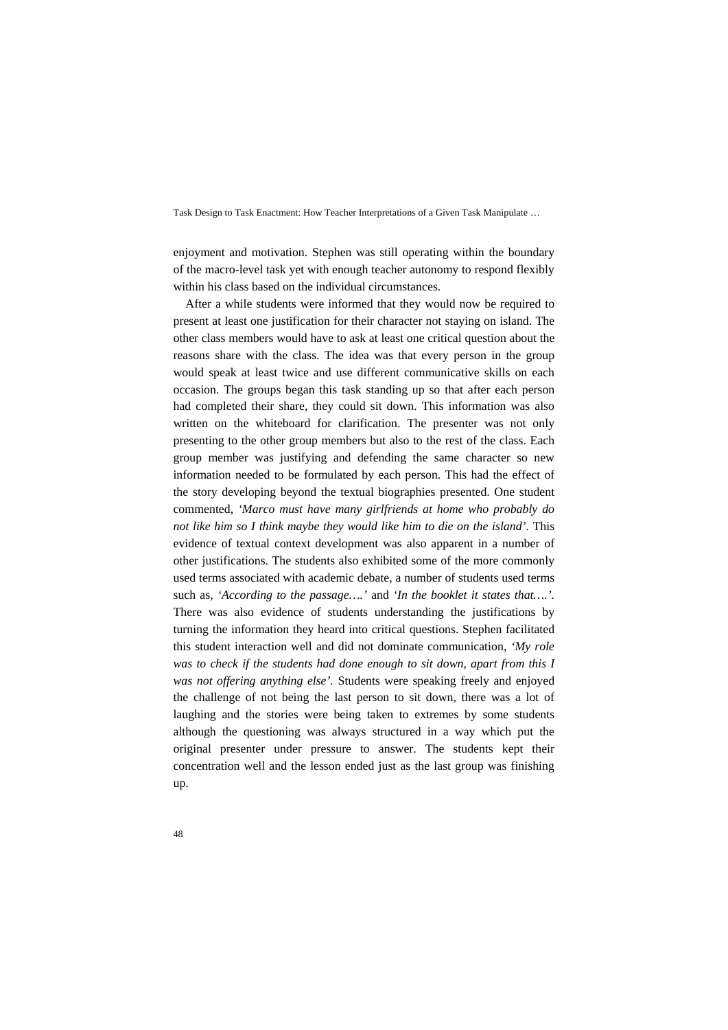enjoyment and motivation. Stephen was still operating within the boundary of the macro-level task yet with enough teacher autonomy to respond flexibly within his class based on the individual circumstances.

After a while students were informed that they would now be required to present at least one justification for their character not staying on island. The other class members would have to ask at least one critical question about the reasons share with the class. The idea was that every person in the group would speak at least twice and use different communicative skills on each occasion. The groups began this task standing up so that after each person had completed their share, they could sit down. This information was also written on the whiteboard for clarification. The presenter was not only presenting to the other group members but also to the rest of the class. Each group member was justifying and defending the same character so new information needed to be formulated by each person. This had the effect of the story developing beyond the textual biographies presented. One student commented, *'Marco must have many girlfriends at home who probably do not like him so I think maybe they would like him to die on the island'*. This evidence of textual context development was also apparent in a number of other justifications. The students also exhibited some of the more commonly used terms associated with academic debate, a number of students used terms such as, *'According to the passage….'* and *'In the booklet it states that….'*. There was also evidence of students understanding the justifications by turning the information they heard into critical questions. Stephen facilitated this student interaction well and did not dominate communication, *'My role was to check if the students had done enough to sit down, apart from this I was not offering anything else'*. Students were speaking freely and enjoyed the challenge of not being the last person to sit down, there was a lot of laughing and the stories were being taken to extremes by some students although the questioning was always structured in a way which put the original presenter under pressure to answer. The students kept their concentration well and the lesson ended just as the last group was finishing up.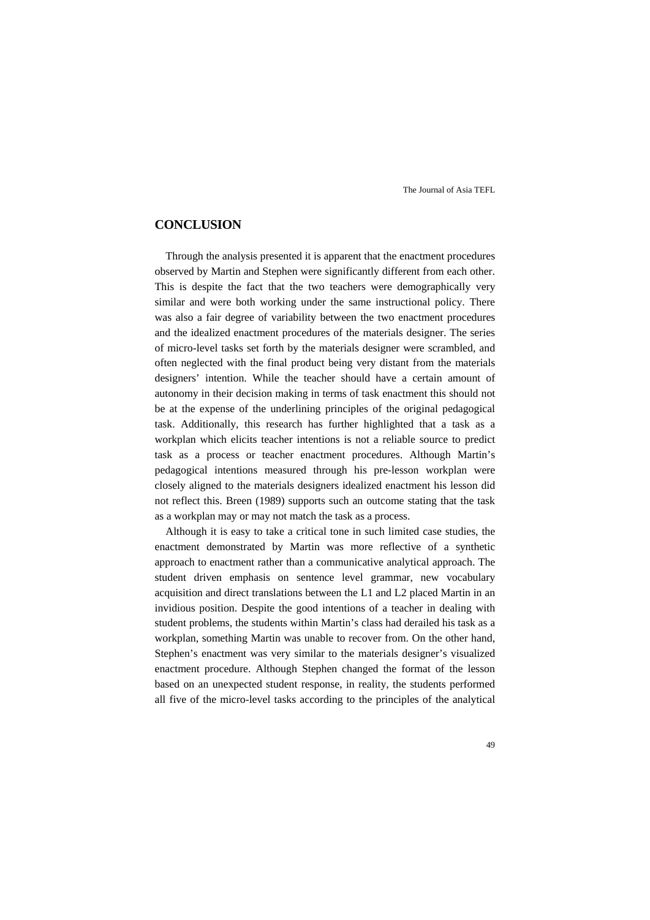## CONCLUSION

Through the analysis presented it is apparent that the enactment procedures observed by Martin and Stephen were significantly different from each other. This is despite the fact that the two teachers were demographically very similar and were both working under the same instructional policy. There was also a fair degree of variability between the two enactment procedures and the idealized enactment procedures of the materials designer. The series of micro-level tasks set forth by the materials designer were scrambled, and often neglected with the final product being very distant from the materials designers' intention. While the teacher should have a certain amount of autonomy in their decision making in terms of task enactment this should not be at the expense of the underlining principles of the original pedagogical task. Additionally, this research has further highlighted that a task as a workplan which elicits teacher intentions is not a reliable source to predict task as a process or teacher enactment procedures. Although Martin's pedagogical intentions measured through his pre-lesson workplan were closely aligned to the materials designers idealized enactment his lesson did not reflect this. Breen (1989) supports such an outcome stating that the task as a workplan may or may not match the task as a process.

Although it is easy to take a critical tone in such limited case studies, the enactment demonstrated by Martin was more reflective of a synthetic approach to enactment rather than a communicative analytical approach. The student driven emphasis on sentence level grammar, new vocabulary acquisition and direct translations between the L1 and L2 placed Martin in an invidious position. Despite the good intentions of a teacher in dealing with student problems, the students within Martin's class had derailed his task as a workplan, something Martin was unable to recover from. On the other hand, Stephen's enactment was very similar to the materials designer's visualized enactment procedure. Although Stephen changed the format of the lesson based on an unexpected student response, in reality, the students performed all five of the micro-level tasks according to the principles of the analytical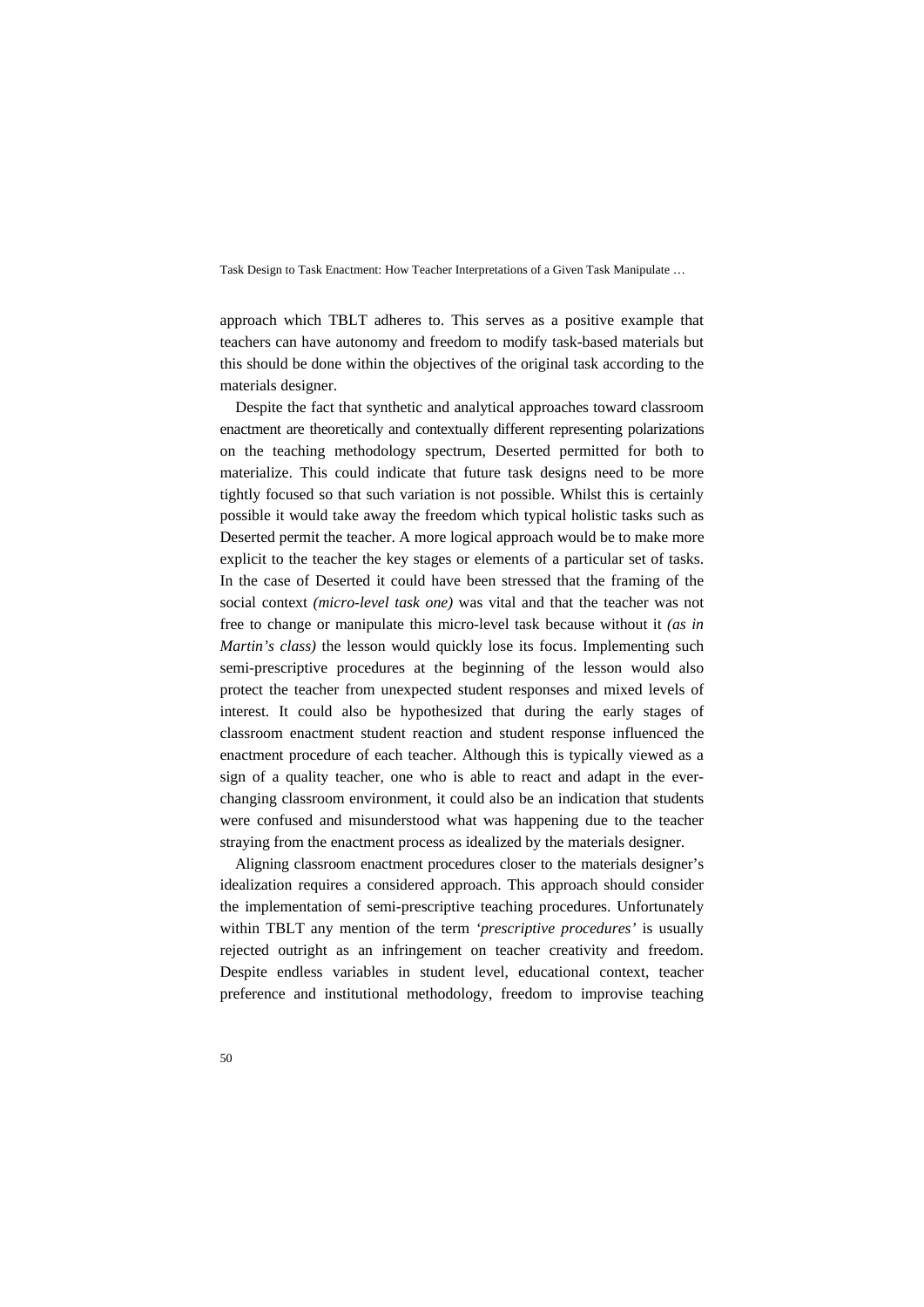approach which TBLT adheres to. This serves as a positive example that teachers can have autonomy and freedom to modify task-based materials but this should be done within the objectives of the original task according to the materials designer.

Despite the fact that synthetic and analytical approaches toward classroom enactment are theoretically and contextually different representing polarizations on the teaching methodology spectrum, Deserted permitted for both to materialize. This could indicate that future task designs need to be more tightly focused so that such variation is not possible. Whilst this is certainly possible it would take away the freedom which typical holistic tasks such as Deserted permit the teacher. A more logical approach would be to make more explicit to the teacher the key stages or elements of a particular set of tasks. In the case of Deserted it could have been stressed that the framing of the social context *(micro-level task one)* was vital and that the teacher was not free to change or manipulate this micro-level task because without it *(as in Martin's class)* the lesson would quickly lose its focus. Implementing such semi-prescriptive procedures at the beginning of the lesson would also protect the teacher from unexpected student responses and mixed levels of interest. It could also be hypothesized that during the early stages of classroom enactment student reaction and student response influenced the enactment procedure of each teacher. Although this is typically viewed as a sign of a quality teacher, one who is able to react and adapt in the ever-changing classroom environment, it could also be an indication that students were confused and misunderstood what was happening due to the teacher straying from the enactment process as idealized by the materials designer.

Aligning classroom enactment procedures closer to the materials designer's idealization requires a considered approach. This approach should consider the implementation of semi-prescriptive teaching procedures. Unfortunately within TBLT any mention of the term *'prescriptive procedures'* is usually rejected outright as an infringement on teacher creativity and freedom. Despite endless variables in student level, educational context, teacher preference and institutional methodology, freedom to improvise teaching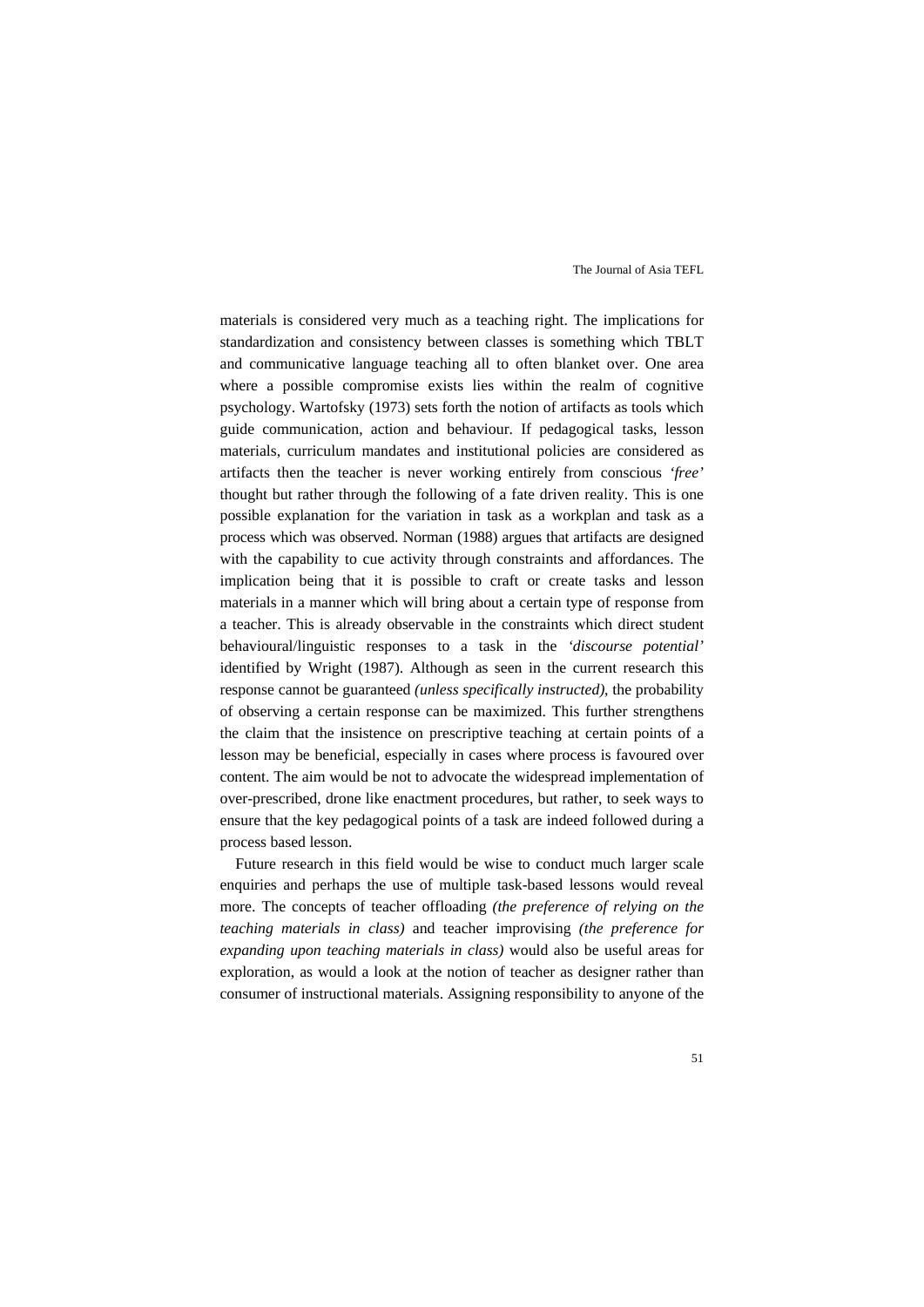materials is considered very much as a teaching right. The implications for standardization and consistency between classes is something which TBLT and communicative language teaching all to often blanket over. One area where a possible compromise exists lies within the realm of cognitive psychology. Wartofsky (1973) sets forth the notion of artifacts as tools which guide communication, action and behaviour. If pedagogical tasks, lesson materials, curriculum mandates and institutional policies are considered as artifacts then the teacher is never working entirely from conscious *'free'* thought but rather through the following of a fate driven reality. This is one possible explanation for the variation in task as a workplan and task as a process which was observed. Norman (1988) argues that artifacts are designed with the capability to cue activity through constraints and affordances. The implication being that it is possible to craft or create tasks and lesson materials in a manner which will bring about a certain type of response from a teacher. This is already observable in the constraints which direct student behavioural/linguistic responses to a task in the *'discourse potential'* identified by Wright (1987). Although as seen in the current research this response cannot be guaranteed *(unless specifically instructed)*, the probability of observing a certain response can be maximized. This further strengthens the claim that the insistence on prescriptive teaching at certain points of a lesson may be beneficial, especially in cases where process is favoured over content. The aim would be not to advocate the widespread implementation of over-prescribed, drone like enactment procedures, but rather, to seek ways to ensure that the key pedagogical points of a task are indeed followed during a process based lesson.

Future research in this field would be wise to conduct much larger scale enquiries and perhaps the use of multiple task-based lessons would reveal more. The concepts of teacher offloading *(the preference of relying on the teaching materials in class)* and teacher improvising *(the preference for expanding upon teaching materials in class)* would also be useful areas for exploration, as would a look at the notion of teacher as designer rather than consumer of instructional materials. Assigning responsibility to anyone of the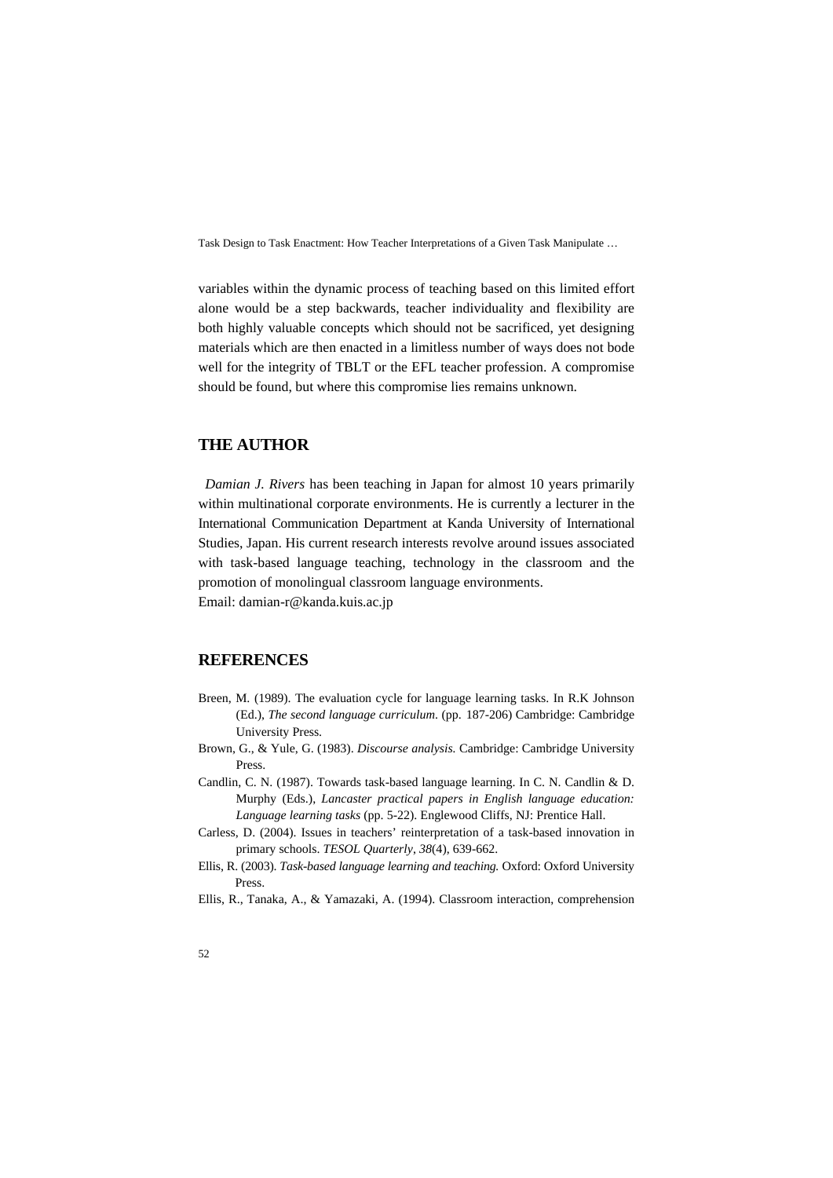variables within the dynamic process of teaching based on this limited effort alone would be a step backwards, teacher individuality and flexibility are both highly valuable concepts which should not be sacrificed, yet designing materials which are then enacted in a limitless number of ways does not bode well for the integrity of TBLT or the EFL teacher profession. A compromise should be found, but where this compromise lies remains unknown.

## THE AUTHOR

*Damian J. Rivers* has been teaching in Japan for almost 10 years primarily within multinational corporate environments. He is currently a lecturer in the International Communication Department at Kanda University of International Studies, Japan. His current research interests revolve around issues associated with task-based language teaching, technology in the classroom and the promotion of monolingual classroom language environments.
Email: damian-r@kanda.kuis.ac.jp

## REFERENCES

Breen, M. (1989). The evaluation cycle for language learning tasks. In R.K Johnson (Ed.), *The second language curriculum*. (pp. 187-206) Cambridge: Cambridge University Press.

Brown, G., & Yule, G. (1983). *Discourse analysis.* Cambridge: Cambridge University Press.

Candlin, C. N. (1987). Towards task-based language learning. In C. N. Candlin & D. Murphy (Eds.), *Lancaster practical papers in English language education: Language learning tasks* (pp. 5-22). Englewood Cliffs, NJ: Prentice Hall.

Carless, D. (2004). Issues in teachers' reinterpretation of a task-based innovation in primary schools. *TESOL Quarterly*, *38*(4), 639-662.

Ellis, R. (2003). *Task-based language learning and teaching.* Oxford: Oxford University Press.

Ellis, R., Tanaka, A., & Yamazaki, A. (1994). Classroom interaction, comprehension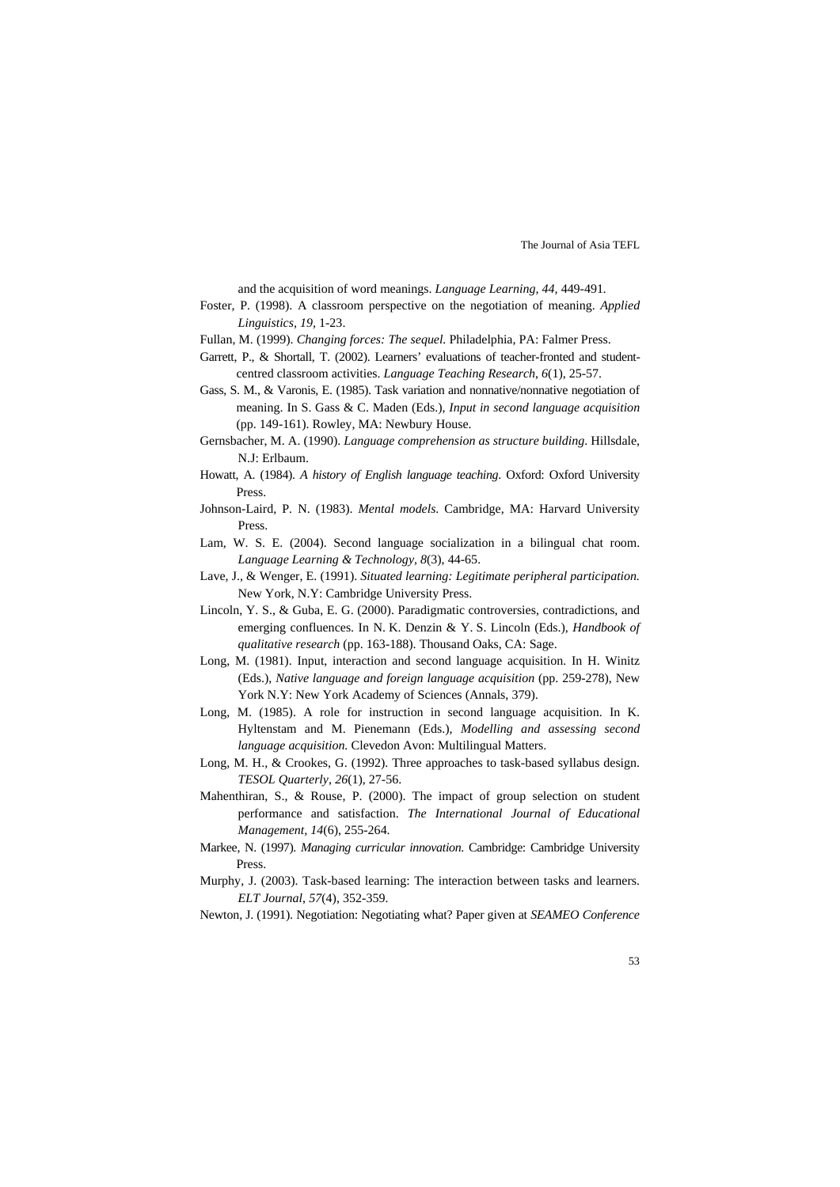and the acquisition of word meanings. *Language Learning, 44,* 449-491.

Foster, P. (1998). A classroom perspective on the negotiation of meaning. *Applied Linguistics, 19,* 1-23.

Fullan, M. (1999). *Changing forces: The sequel.* Philadelphia, PA: Falmer Press.

Garrett, P., & Shortall, T. (2002). Learners' evaluations of teacher-fronted and student-centred classroom activities. *Language Teaching Research*, *6*(1), 25-57.

Gass, S. M., & Varonis, E. (1985). Task variation and nonnative/nonnative negotiation of meaning. In S. Gass & C. Maden (Eds.), *Input in second language acquisition* (pp. 149-161). Rowley, MA: Newbury House.

Gernsbacher, M. A. (1990). *Language comprehension as structure building*. Hillsdale, N.J: Erlbaum.

Howatt, A. (1984). *A history of English language teaching.* Oxford: Oxford University Press.

Johnson-Laird, P. N. (1983). *Mental models.* Cambridge, MA: Harvard University Press.

Lam, W. S. E. (2004). Second language socialization in a bilingual chat room. *Language Learning & Technology*, *8*(3), 44-65.

Lave, J., & Wenger, E. (1991). *Situated learning: Legitimate peripheral participation.* New York, N.Y: Cambridge University Press.

Lincoln, Y. S., & Guba, E. G. (2000). Paradigmatic controversies, contradictions, and emerging confluences. In N. K. Denzin & Y. S. Lincoln (Eds.), *Handbook of qualitative research* (pp. 163-188). Thousand Oaks, CA: Sage.

Long, M. (1981). Input, interaction and second language acquisition. In H. Winitz (Eds.), *Native language and foreign language acquisition* (pp. 259-278), New York N.Y: New York Academy of Sciences (Annals, 379).

Long, M. (1985). A role for instruction in second language acquisition. In K. Hyltenstam and M. Pienemann (Eds.), *Modelling and assessing second language acquisition.* Clevedon Avon: Multilingual Matters.

Long, M. H., & Crookes, G. (1992). Three approaches to task-based syllabus design. *TESOL Quarterly*, *26*(1), 27-56.

Mahenthiran, S., & Rouse, P. (2000). The impact of group selection on student performance and satisfaction. *The International Journal of Educational Management*, *14*(6), 255-264.

Markee, N. (1997). *Managing curricular innovation.* Cambridge: Cambridge University Press.

Murphy, J. (2003). Task-based learning: The interaction between tasks and learners. *ELT Journal*, *57*(4), 352-359.

Newton, J. (1991). Negotiation: Negotiating what? Paper given at *SEAMEO Conference*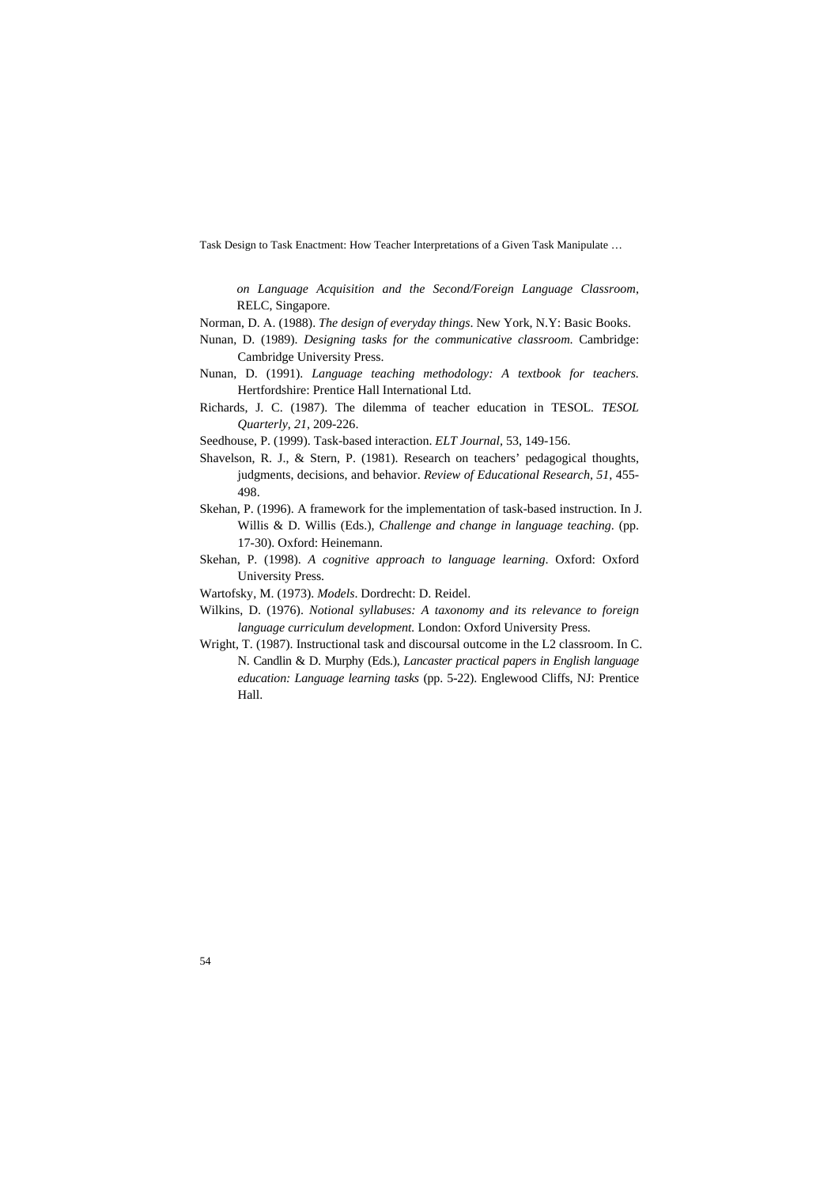*on Language Acquisition and the Second/Foreign Language Classroom*, RELC, Singapore.

Norman, D. A. (1988). *The design of everyday things*. New York, N.Y: Basic Books.

Nunan, D. (1989). *Designing tasks for the communicative classroom*. Cambridge: Cambridge University Press.

Nunan, D. (1991). *Language teaching methodology: A textbook for teachers.* Hertfordshire: Prentice Hall International Ltd.

Richards, J. C. (1987). The dilemma of teacher education in TESOL. *TESOL Quarterly*, *21*, 209-226.

Seedhouse, P. (1999). Task-based interaction. *ELT Journal*, 53, 149-156.

Shavelson, R. J., & Stern, P. (1981). Research on teachers' pedagogical thoughts, judgments, decisions, and behavior. *Review of Educational Research*, *51*, 455-498.

Skehan, P. (1996). A framework for the implementation of task-based instruction. In J. Willis & D. Willis (Eds.), *Challenge and change in language teaching*. (pp. 17-30). Oxford: Heinemann.

Skehan, P. (1998). *A cognitive approach to language learning*. Oxford: Oxford University Press.

Wartofsky, M. (1973). *Models*. Dordrecht: D. Reidel.

Wilkins, D. (1976). *Notional syllabuses: A taxonomy and its relevance to foreign language curriculum development.* London: Oxford University Press.

Wright, T. (1987). Instructional task and discoursal outcome in the L2 classroom. In C. N. Candlin & D. Murphy (Eds.), *Lancaster practical papers in English language education: Language learning tasks* (pp. 5-22). Englewood Cliffs, NJ: Prentice Hall.